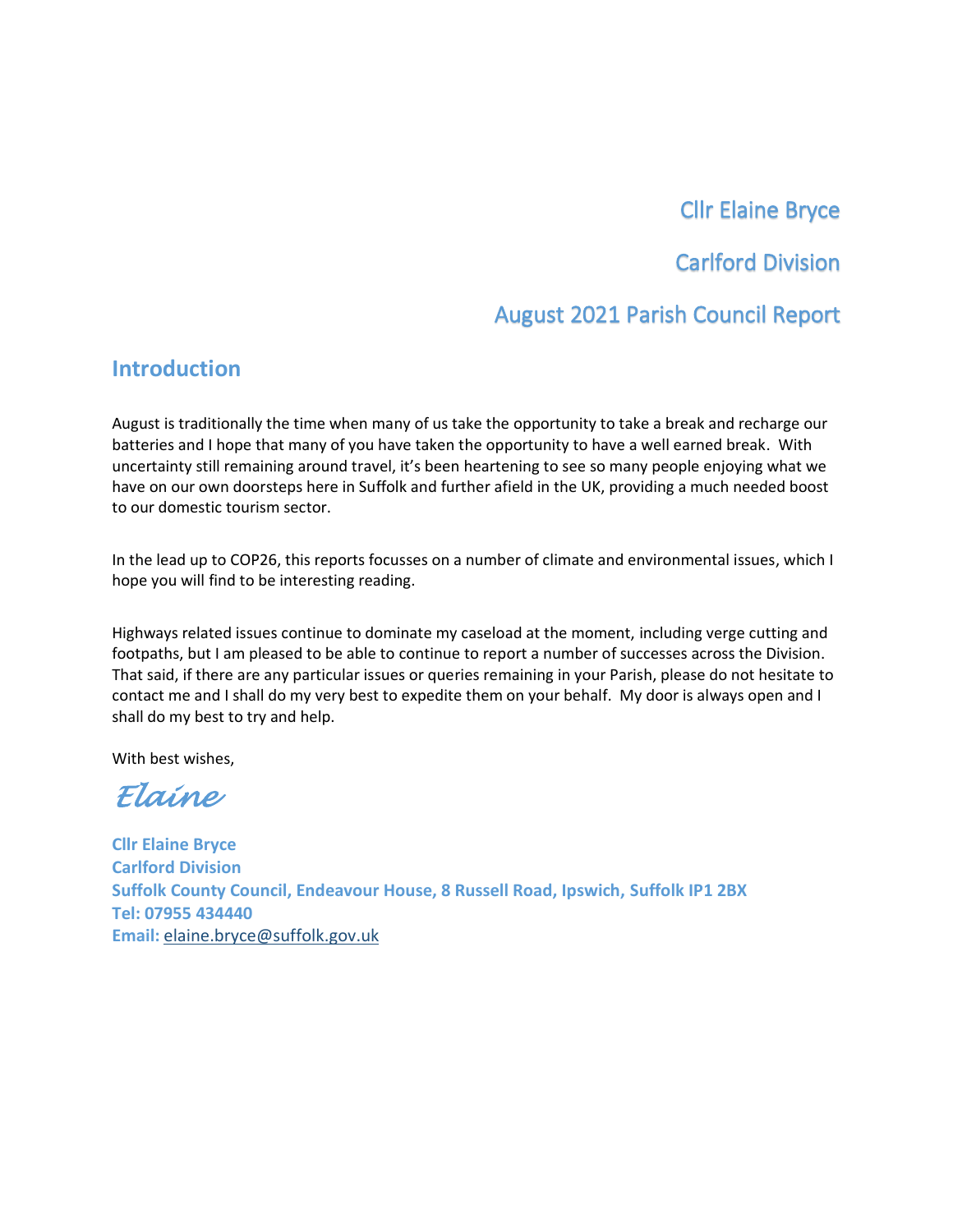Cllr Elaine Bryce

Carlford Division

August 2021 Parish Council Report

## Introduction

August is traditionally the time when many of us take the opportunity to take a break and recharge our batteries and I hope that many of you have taken the opportunity to have a well earned break. With uncertainty still remaining around travel, it's been heartening to see so many people enjoying what we have on our own doorsteps here in Suffolk and further afield in the UK, providing a much needed boost to our domestic tourism sector.

In the lead up to COP26, this reports focusses on a number of climate and environmental issues, which I hope you will find to be interesting reading.

Highways related issues continue to dominate my caseload at the moment, including verge cutting and footpaths, but I am pleased to be able to continue to report a number of successes across the Division. That said, if there are any particular issues or queries remaining in your Parish, please do not hesitate to contact me and I shall do my very best to expedite them on your behalf. My door is always open and I shall do my best to try and help.

With best wishes,

*Elaine*

**Cllr Elaine Bryce**
**Carlford Division**
**Suffolk County Council, Endeavour House, 8 Russell Road, Ipswich, Suffolk IP1 2BX**
**Tel: 07955 434440**
**Email:** elaine.bryce@suffolk.gov.uk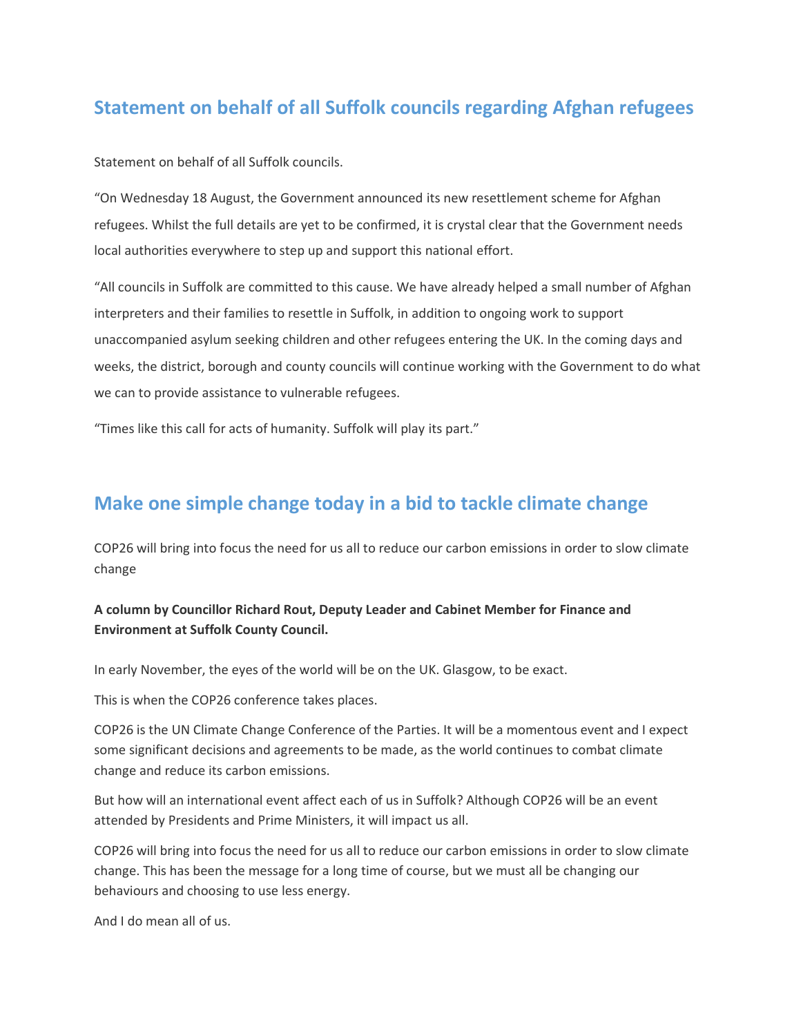## Statement on behalf of all Suffolk councils regarding Afghan refugees

Statement on behalf of all Suffolk councils.

“On Wednesday 18 August, the Government announced its new resettlement scheme for Afghan refugees. Whilst the full details are yet to be confirmed, it is crystal clear that the Government needs local authorities everywhere to step up and support this national effort.

“All councils in Suffolk are committed to this cause. We have already helped a small number of Afghan interpreters and their families to resettle in Suffolk, in addition to ongoing work to support unaccompanied asylum seeking children and other refugees entering the UK. In the coming days and weeks, the district, borough and county councils will continue working with the Government to do what we can to provide assistance to vulnerable refugees.

“Times like this call for acts of humanity. Suffolk will play its part.”

## Make one simple change today in a bid to tackle climate change

COP26 will bring into focus the need for us all to reduce our carbon emissions in order to slow climate change

**A column by Councillor Richard Rout, Deputy Leader and Cabinet Member for Finance and Environment at Suffolk County Council.**

In early November, the eyes of the world will be on the UK. Glasgow, to be exact.

This is when the COP26 conference takes places.

COP26 is the UN Climate Change Conference of the Parties. It will be a momentous event and I expect some significant decisions and agreements to be made, as the world continues to combat climate change and reduce its carbon emissions.

But how will an international event affect each of us in Suffolk? Although COP26 will be an event attended by Presidents and Prime Ministers, it will impact us all.

COP26 will bring into focus the need for us all to reduce our carbon emissions in order to slow climate change. This has been the message for a long time of course, but we must all be changing our behaviours and choosing to use less energy.

And I do mean all of us.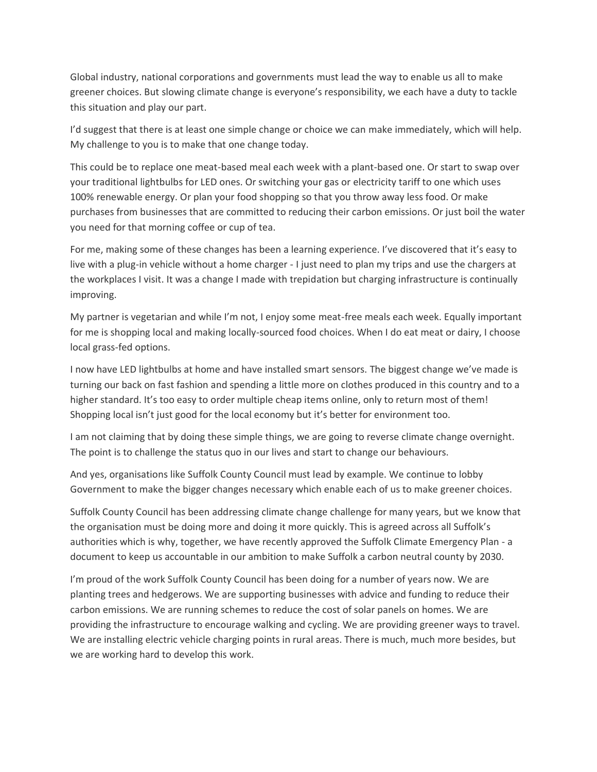Global industry, national corporations and governments must lead the way to enable us all to make greener choices. But slowing climate change is everyone's responsibility, we each have a duty to tackle this situation and play our part.

I'd suggest that there is at least one simple change or choice we can make immediately, which will help. My challenge to you is to make that one change today.

This could be to replace one meat-based meal each week with a plant-based one. Or start to swap over your traditional lightbulbs for LED ones. Or switching your gas or electricity tariff to one which uses 100% renewable energy. Or plan your food shopping so that you throw away less food. Or make purchases from businesses that are committed to reducing their carbon emissions. Or just boil the water you need for that morning coffee or cup of tea.

For me, making some of these changes has been a learning experience. I've discovered that it's easy to live with a plug-in vehicle without a home charger - I just need to plan my trips and use the chargers at the workplaces I visit. It was a change I made with trepidation but charging infrastructure is continually improving.

My partner is vegetarian and while I'm not, I enjoy some meat-free meals each week. Equally important for me is shopping local and making locally-sourced food choices. When I do eat meat or dairy, I choose local grass-fed options.

I now have LED lightbulbs at home and have installed smart sensors. The biggest change we've made is turning our back on fast fashion and spending a little more on clothes produced in this country and to a higher standard. It's too easy to order multiple cheap items online, only to return most of them! Shopping local isn't just good for the local economy but it's better for environment too.

I am not claiming that by doing these simple things, we are going to reverse climate change overnight. The point is to challenge the status quo in our lives and start to change our behaviours.

And yes, organisations like Suffolk County Council must lead by example. We continue to lobby Government to make the bigger changes necessary which enable each of us to make greener choices.

Suffolk County Council has been addressing climate change challenge for many years, but we know that the organisation must be doing more and doing it more quickly. This is agreed across all Suffolk's authorities which is why, together, we have recently approved the Suffolk Climate Emergency Plan - a document to keep us accountable in our ambition to make Suffolk a carbon neutral county by 2030.

I'm proud of the work Suffolk County Council has been doing for a number of years now. We are planting trees and hedgerows. We are supporting businesses with advice and funding to reduce their carbon emissions. We are running schemes to reduce the cost of solar panels on homes. We are providing the infrastructure to encourage walking and cycling. We are providing greener ways to travel. We are installing electric vehicle charging points in rural areas. There is much, much more besides, but we are working hard to develop this work.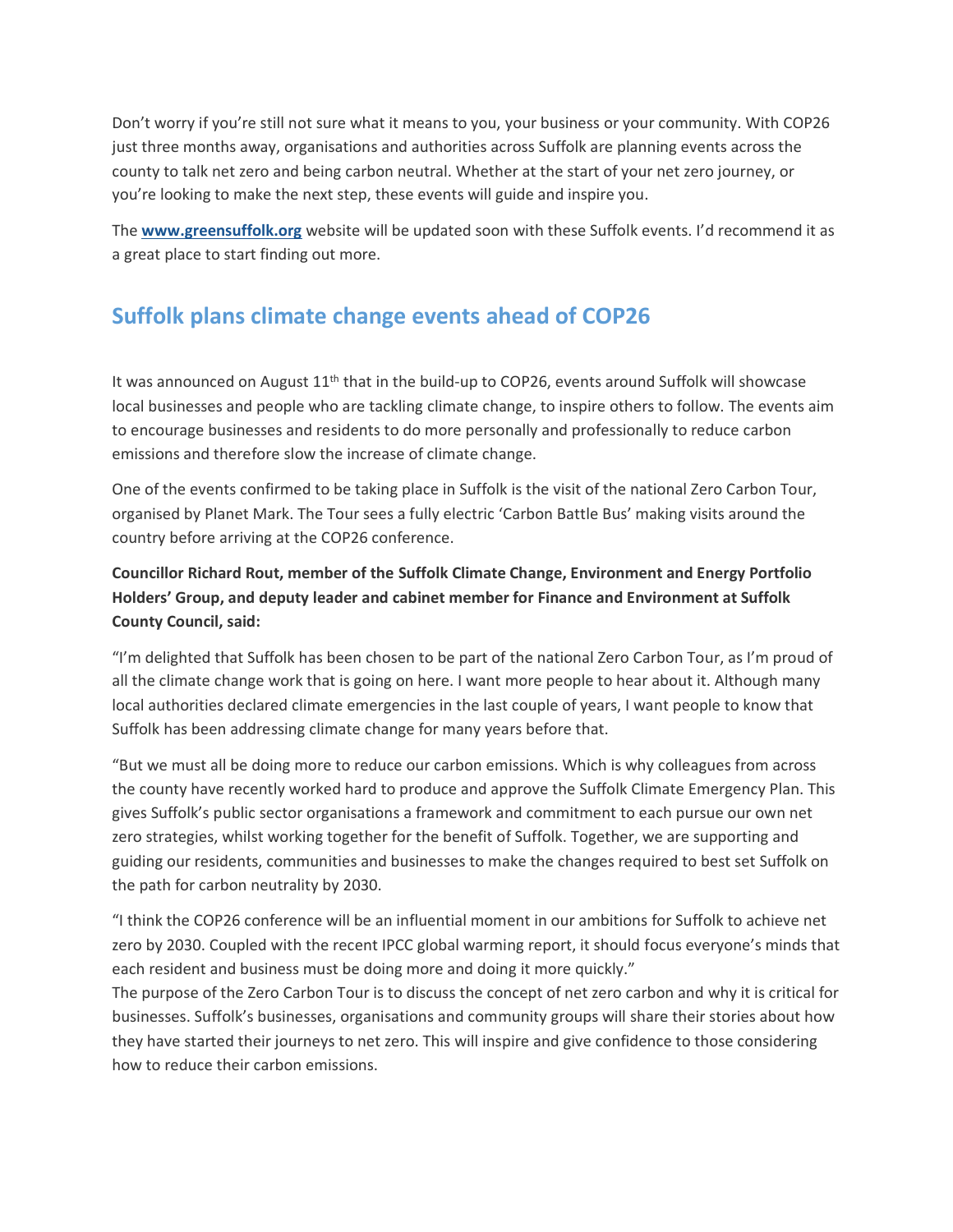Don't worry if you're still not sure what it means to you, your business or your community. With COP26 just three months away, organisations and authorities across Suffolk are planning events across the county to talk net zero and being carbon neutral. Whether at the start of your net zero journey, or you're looking to make the next step, these events will guide and inspire you.

The **www.greensuffolk.org** website will be updated soon with these Suffolk events. I'd recommend it as a great place to start finding out more.

## Suffolk plans climate change events ahead of COP26

It was announced on August 11th that in the build-up to COP26, events around Suffolk will showcase local businesses and people who are tackling climate change, to inspire others to follow. The events aim to encourage businesses and residents to do more personally and professionally to reduce carbon emissions and therefore slow the increase of climate change.

One of the events confirmed to be taking place in Suffolk is the visit of the national Zero Carbon Tour, organised by Planet Mark. The Tour sees a fully electric 'Carbon Battle Bus' making visits around the country before arriving at the COP26 conference.

**Councillor Richard Rout, member of the Suffolk Climate Change, Environment and Energy Portfolio Holders' Group, and deputy leader and cabinet member for Finance and Environment at Suffolk County Council, said:**

"I'm delighted that Suffolk has been chosen to be part of the national Zero Carbon Tour, as I'm proud of all the climate change work that is going on here. I want more people to hear about it. Although many local authorities declared climate emergencies in the last couple of years, I want people to know that Suffolk has been addressing climate change for many years before that.

"But we must all be doing more to reduce our carbon emissions. Which is why colleagues from across the county have recently worked hard to produce and approve the Suffolk Climate Emergency Plan. This gives Suffolk's public sector organisations a framework and commitment to each pursue our own net zero strategies, whilst working together for the benefit of Suffolk. Together, we are supporting and guiding our residents, communities and businesses to make the changes required to best set Suffolk on the path for carbon neutrality by 2030.

"I think the COP26 conference will be an influential moment in our ambitions for Suffolk to achieve net zero by 2030. Coupled with the recent IPCC global warming report, it should focus everyone's minds that each resident and business must be doing more and doing it more quickly."

The purpose of the Zero Carbon Tour is to discuss the concept of net zero carbon and why it is critical for businesses. Suffolk's businesses, organisations and community groups will share their stories about how they have started their journeys to net zero. This will inspire and give confidence to those considering how to reduce their carbon emissions.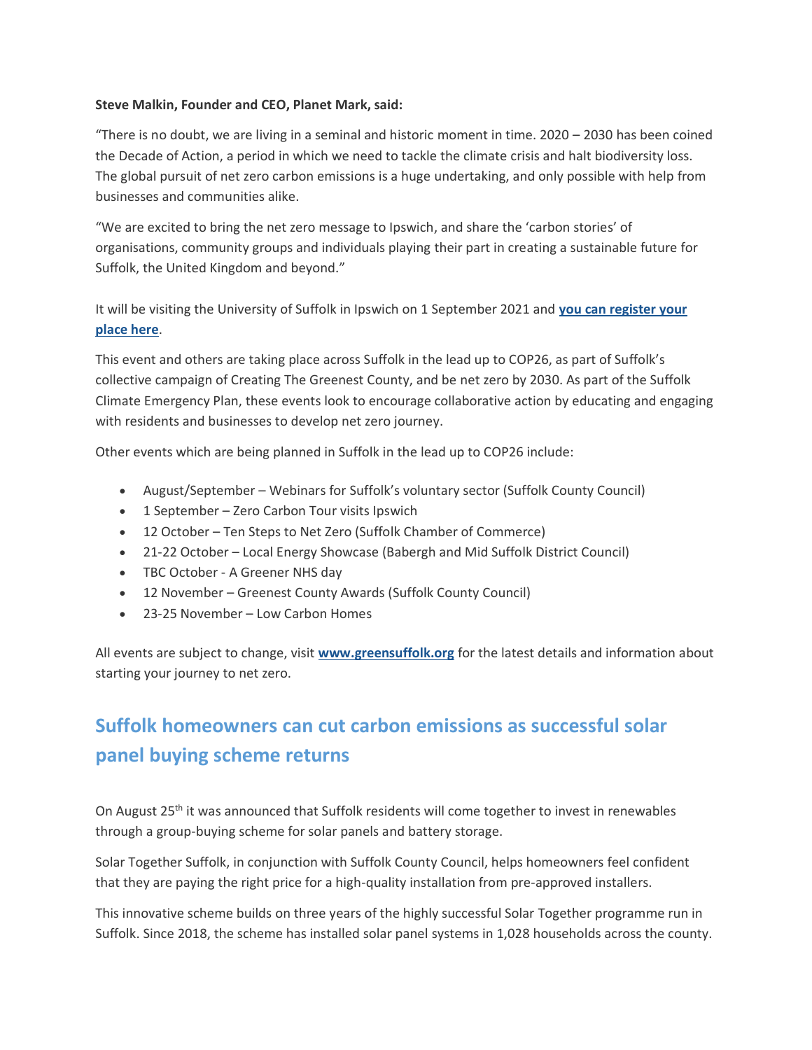**Steve Malkin, Founder and CEO, Planet Mark, said:**

"There is no doubt, we are living in a seminal and historic moment in time. 2020 – 2030 has been coined the Decade of Action, a period in which we need to tackle the climate crisis and halt biodiversity loss. The global pursuit of net zero carbon emissions is a huge undertaking, and only possible with help from businesses and communities alike.

"We are excited to bring the net zero message to Ipswich, and share the 'carbon stories' of organisations, community groups and individuals playing their part in creating a sustainable future for Suffolk, the United Kingdom and beyond."

It will be visiting the University of Suffolk in Ipswich on 1 September 2021 and **you can register your place here**.

This event and others are taking place across Suffolk in the lead up to COP26, as part of Suffolk's collective campaign of Creating The Greenest County, and be net zero by 2030. As part of the Suffolk Climate Emergency Plan, these events look to encourage collaborative action by educating and engaging with residents and businesses to develop net zero journey.

Other events which are being planned in Suffolk in the lead up to COP26 include:

- August/September – Webinars for Suffolk's voluntary sector (Suffolk County Council)
- 1 September – Zero Carbon Tour visits Ipswich
- 12 October – Ten Steps to Net Zero (Suffolk Chamber of Commerce)
- 21-22 October – Local Energy Showcase (Babergh and Mid Suffolk District Council)
- TBC October - A Greener NHS day
- 12 November – Greenest County Awards (Suffolk County Council)
- 23-25 November – Low Carbon Homes

All events are subject to change, visit **www.greensuffolk.org** for the latest details and information about starting your journey to net zero.

## Suffolk homeowners can cut carbon emissions as successful solar panel buying scheme returns

On August 25th it was announced that Suffolk residents will come together to invest in renewables through a group-buying scheme for solar panels and battery storage.

Solar Together Suffolk, in conjunction with Suffolk County Council, helps homeowners feel confident that they are paying the right price for a high-quality installation from pre-approved installers.

This innovative scheme builds on three years of the highly successful Solar Together programme run in Suffolk. Since 2018, the scheme has installed solar panel systems in 1,028 households across the county.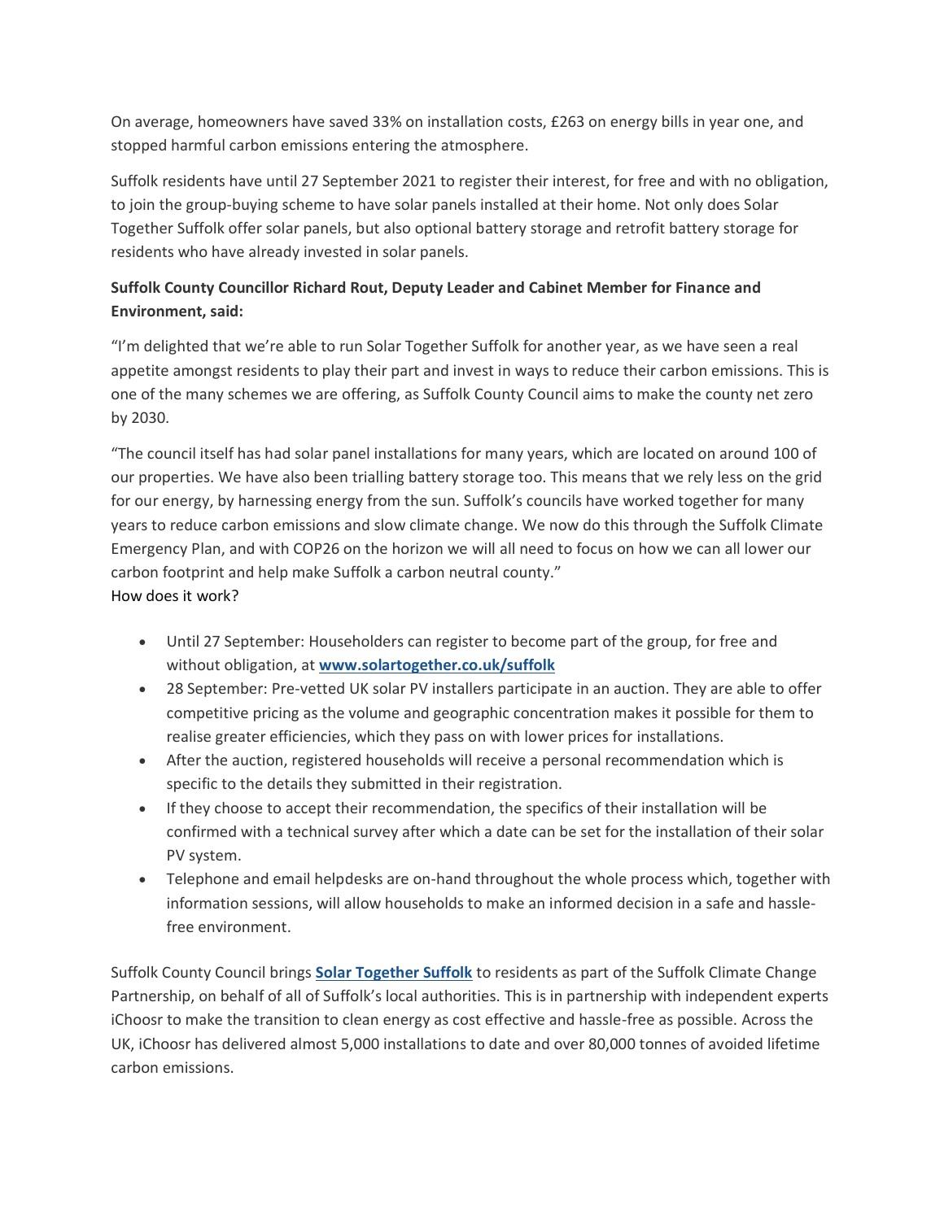On average, homeowners have saved 33% on installation costs, £263 on energy bills in year one, and stopped harmful carbon emissions entering the atmosphere.

Suffolk residents have until 27 September 2021 to register their interest, for free and with no obligation, to join the group-buying scheme to have solar panels installed at their home. Not only does Solar Together Suffolk offer solar panels, but also optional battery storage and retrofit battery storage for residents who have already invested in solar panels.

**Suffolk County Councillor Richard Rout, Deputy Leader and Cabinet Member for Finance and Environment, said:**

"I'm delighted that we're able to run Solar Together Suffolk for another year, as we have seen a real appetite amongst residents to play their part and invest in ways to reduce their carbon emissions. This is one of the many schemes we are offering, as Suffolk County Council aims to make the county net zero by 2030.

"The council itself has had solar panel installations for many years, which are located on around 100 of our properties. We have also been trialling battery storage too. This means that we rely less on the grid for our energy, by harnessing energy from the sun. Suffolk's councils have worked together for many years to reduce carbon emissions and slow climate change. We now do this through the Suffolk Climate Emergency Plan, and with COP26 on the horizon we will all need to focus on how we can all lower our carbon footprint and help make Suffolk a carbon neutral county."

How does it work?

- Until 27 September: Householders can register to become part of the group, for free and without obligation, at **www.solartogether.co.uk/suffolk**
- 28 September: Pre-vetted UK solar PV installers participate in an auction. They are able to offer competitive pricing as the volume and geographic concentration makes it possible for them to realise greater efficiencies, which they pass on with lower prices for installations.
- After the auction, registered households will receive a personal recommendation which is specific to the details they submitted in their registration.
- If they choose to accept their recommendation, the specifics of their installation will be confirmed with a technical survey after which a date can be set for the installation of their solar PV system.
- Telephone and email helpdesks are on-hand throughout the whole process which, together with information sessions, will allow households to make an informed decision in a safe and hassle-free environment.

Suffolk County Council brings **Solar Together Suffolk** to residents as part of the Suffolk Climate Change Partnership, on behalf of all of Suffolk's local authorities. This is in partnership with independent experts iChoosr to make the transition to clean energy as cost effective and hassle-free as possible. Across the UK, iChoosr has delivered almost 5,000 installations to date and over 80,000 tonnes of avoided lifetime carbon emissions.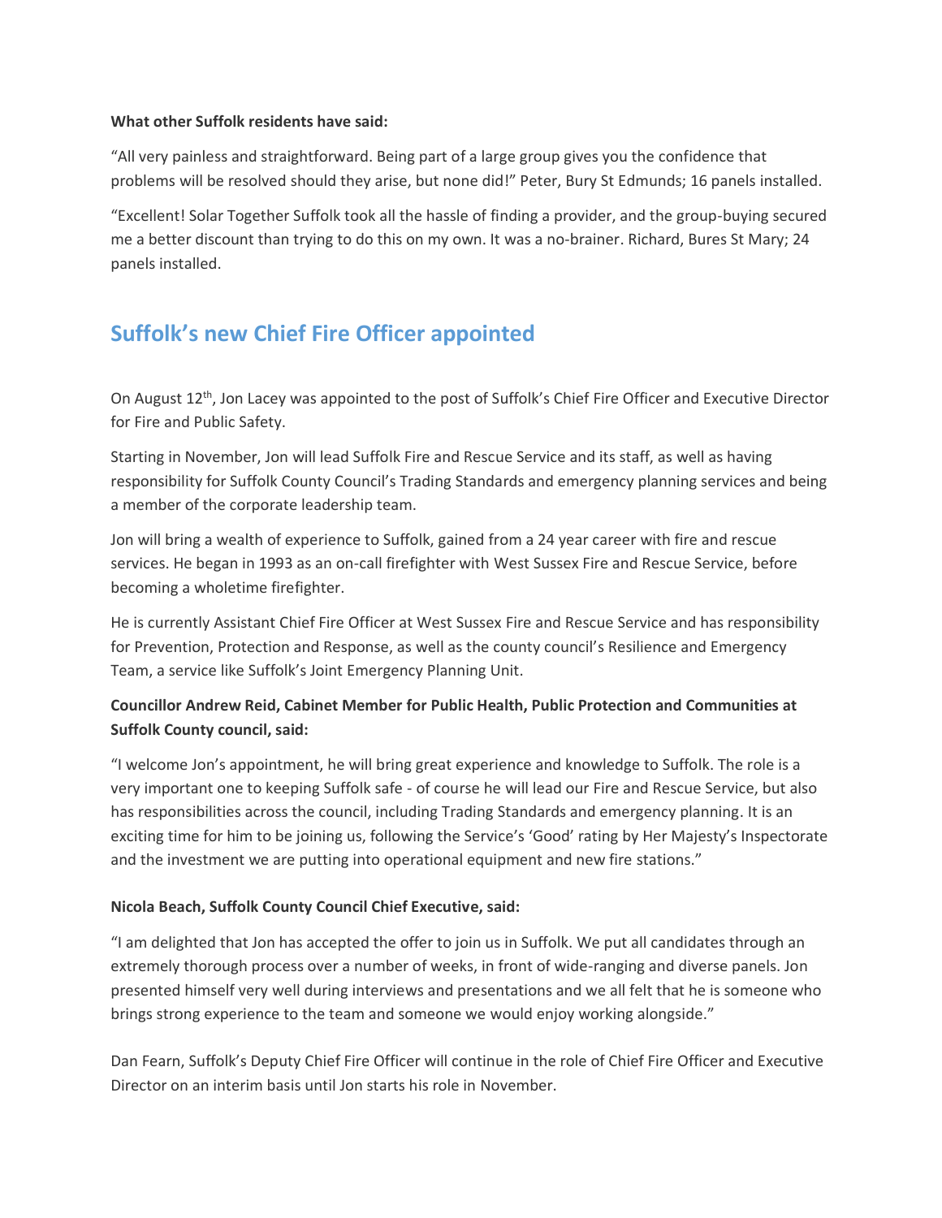**What other Suffolk residents have said:**

"All very painless and straightforward. Being part of a large group gives you the confidence that problems will be resolved should they arise, but none did!" Peter, Bury St Edmunds; 16 panels installed.

"Excellent! Solar Together Suffolk took all the hassle of finding a provider, and the group-buying secured me a better discount than trying to do this on my own. It was a no-brainer. Richard, Bures St Mary; 24 panels installed.

## Suffolk's new Chief Fire Officer appointed

On August 12th, Jon Lacey was appointed to the post of Suffolk's Chief Fire Officer and Executive Director for Fire and Public Safety.

Starting in November, Jon will lead Suffolk Fire and Rescue Service and its staff, as well as having responsibility for Suffolk County Council's Trading Standards and emergency planning services and being a member of the corporate leadership team.

Jon will bring a wealth of experience to Suffolk, gained from a 24 year career with fire and rescue services. He began in 1993 as an on-call firefighter with West Sussex Fire and Rescue Service, before becoming a wholetime firefighter.

He is currently Assistant Chief Fire Officer at West Sussex Fire and Rescue Service and has responsibility for Prevention, Protection and Response, as well as the county council's Resilience and Emergency Team, a service like Suffolk's Joint Emergency Planning Unit.

**Councillor Andrew Reid, Cabinet Member for Public Health, Public Protection and Communities at Suffolk County council, said:**

"I welcome Jon's appointment, he will bring great experience and knowledge to Suffolk. The role is a very important one to keeping Suffolk safe - of course he will lead our Fire and Rescue Service, but also has responsibilities across the council, including Trading Standards and emergency planning. It is an exciting time for him to be joining us, following the Service's 'Good' rating by Her Majesty's Inspectorate and the investment we are putting into operational equipment and new fire stations."

**Nicola Beach, Suffolk County Council Chief Executive, said:**

"I am delighted that Jon has accepted the offer to join us in Suffolk. We put all candidates through an extremely thorough process over a number of weeks, in front of wide-ranging and diverse panels. Jon presented himself very well during interviews and presentations and we all felt that he is someone who brings strong experience to the team and someone we would enjoy working alongside."

Dan Fearn, Suffolk's Deputy Chief Fire Officer will continue in the role of Chief Fire Officer and Executive Director on an interim basis until Jon starts his role in November.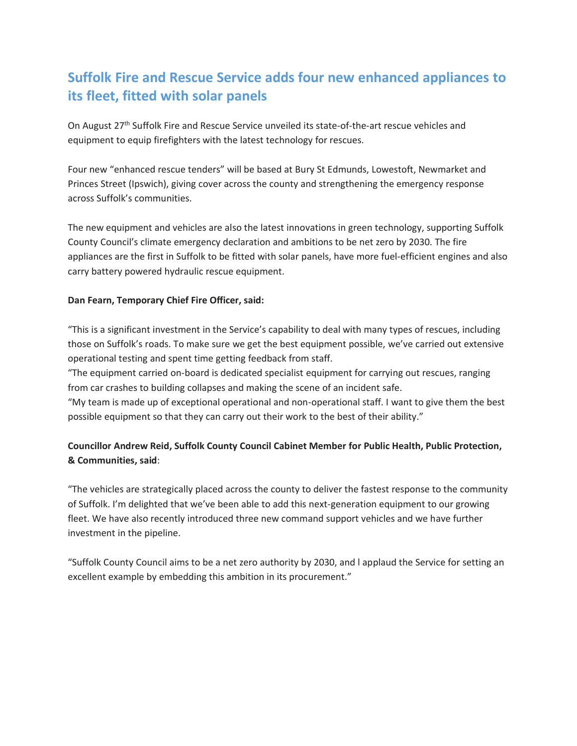## Suffolk Fire and Rescue Service adds four new enhanced appliances to its fleet, fitted with solar panels

On August 27th Suffolk Fire and Rescue Service unveiled its state-of-the-art rescue vehicles and equipment to equip firefighters with the latest technology for rescues.

Four new "enhanced rescue tenders" will be based at Bury St Edmunds, Lowestoft, Newmarket and Princes Street (Ipswich), giving cover across the county and strengthening the emergency response across Suffolk's communities.

The new equipment and vehicles are also the latest innovations in green technology, supporting Suffolk County Council's climate emergency declaration and ambitions to be net zero by 2030. The fire appliances are the first in Suffolk to be fitted with solar panels, have more fuel-efficient engines and also carry battery powered hydraulic rescue equipment.

**Dan Fearn, Temporary Chief Fire Officer, said:**

"This is a significant investment in the Service's capability to deal with many types of rescues, including those on Suffolk's roads. To make sure we get the best equipment possible, we've carried out extensive operational testing and spent time getting feedback from staff.

"The equipment carried on-board is dedicated specialist equipment for carrying out rescues, ranging from car crashes to building collapses and making the scene of an incident safe.

"My team is made up of exceptional operational and non-operational staff. I want to give them the best possible equipment so that they can carry out their work to the best of their ability."

**Councillor Andrew Reid, Suffolk County Council Cabinet Member for Public Health, Public Protection, & Communities, said**:

"The vehicles are strategically placed across the county to deliver the fastest response to the community of Suffolk. I'm delighted that we've been able to add this next-generation equipment to our growing fleet. We have also recently introduced three new command support vehicles and we have further investment in the pipeline.

"Suffolk County Council aims to be a net zero authority by 2030, and l applaud the Service for setting an excellent example by embedding this ambition in its procurement."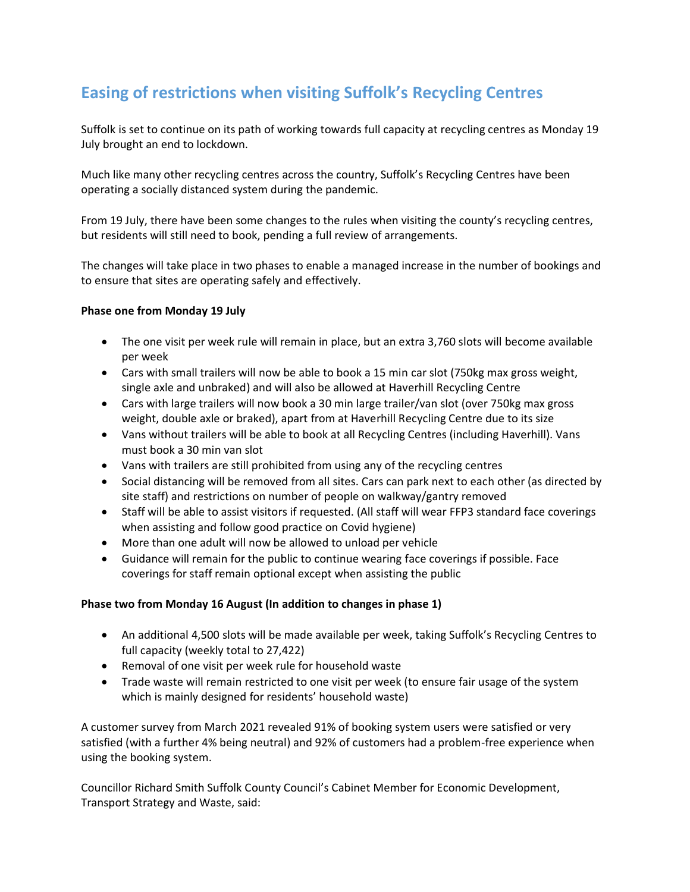## Easing of restrictions when visiting Suffolk's Recycling Centres

Suffolk is set to continue on its path of working towards full capacity at recycling centres as Monday 19 July brought an end to lockdown.

Much like many other recycling centres across the country, Suffolk's Recycling Centres have been operating a socially distanced system during the pandemic.

From 19 July, there have been some changes to the rules when visiting the county's recycling centres, but residents will still need to book, pending a full review of arrangements.

The changes will take place in two phases to enable a managed increase in the number of bookings and to ensure that sites are operating safely and effectively.

**Phase one from Monday 19 July**

- The one visit per week rule will remain in place, but an extra 3,760 slots will become available per week
- Cars with small trailers will now be able to book a 15 min car slot (750kg max gross weight, single axle and unbraked) and will also be allowed at Haverhill Recycling Centre
- Cars with large trailers will now book a 30 min large trailer/van slot (over 750kg max gross weight, double axle or braked), apart from at Haverhill Recycling Centre due to its size
- Vans without trailers will be able to book at all Recycling Centres (including Haverhill). Vans must book a 30 min van slot
- Vans with trailers are still prohibited from using any of the recycling centres
- Social distancing will be removed from all sites. Cars can park next to each other (as directed by site staff) and restrictions on number of people on walkway/gantry removed
- Staff will be able to assist visitors if requested. (All staff will wear FFP3 standard face coverings when assisting and follow good practice on Covid hygiene)
- More than one adult will now be allowed to unload per vehicle
- Guidance will remain for the public to continue wearing face coverings if possible. Face coverings for staff remain optional except when assisting the public

**Phase two from Monday 16 August (In addition to changes in phase 1)**

- An additional 4,500 slots will be made available per week, taking Suffolk's Recycling Centres to full capacity (weekly total to 27,422)
- Removal of one visit per week rule for household waste
- Trade waste will remain restricted to one visit per week (to ensure fair usage of the system which is mainly designed for residents' household waste)

A customer survey from March 2021 revealed 91% of booking system users were satisfied or very satisfied (with a further 4% being neutral) and 92% of customers had a problem-free experience when using the booking system.

Councillor Richard Smith Suffolk County Council's Cabinet Member for Economic Development, Transport Strategy and Waste, said: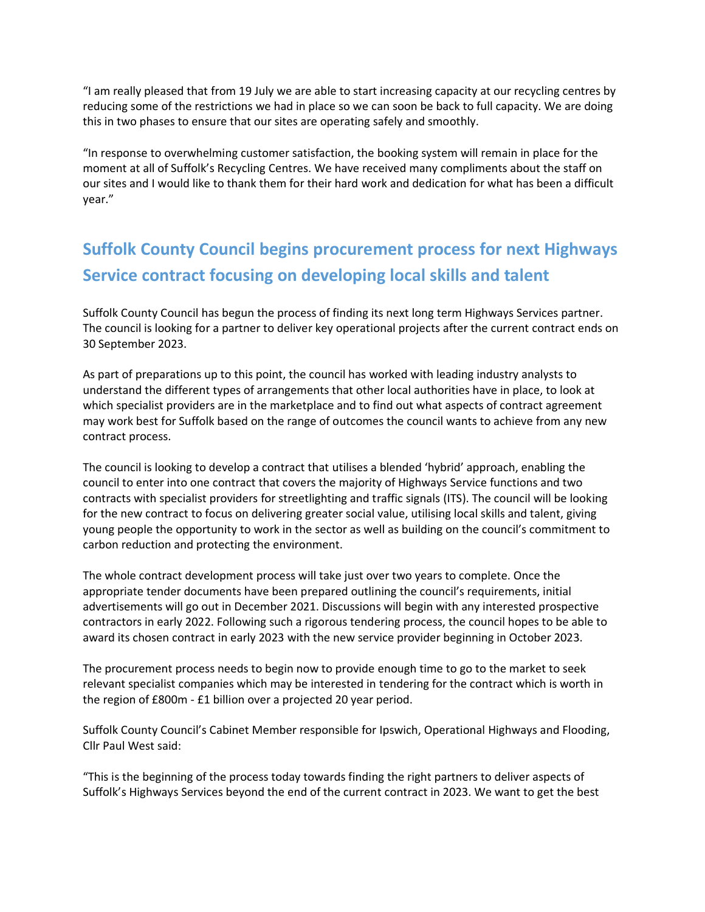"I am really pleased that from 19 July we are able to start increasing capacity at our recycling centres by reducing some of the restrictions we had in place so we can soon be back to full capacity. We are doing this in two phases to ensure that our sites are operating safely and smoothly.

"In response to overwhelming customer satisfaction, the booking system will remain in place for the moment at all of Suffolk's Recycling Centres. We have received many compliments about the staff on our sites and I would like to thank them for their hard work and dedication for what has been a difficult year."

## Suffolk County Council begins procurement process for next Highways Service contract focusing on developing local skills and talent

Suffolk County Council has begun the process of finding its next long term Highways Services partner. The council is looking for a partner to deliver key operational projects after the current contract ends on 30 September 2023.

As part of preparations up to this point, the council has worked with leading industry analysts to understand the different types of arrangements that other local authorities have in place, to look at which specialist providers are in the marketplace and to find out what aspects of contract agreement may work best for Suffolk based on the range of outcomes the council wants to achieve from any new contract process.

The council is looking to develop a contract that utilises a blended 'hybrid' approach, enabling the council to enter into one contract that covers the majority of Highways Service functions and two contracts with specialist providers for streetlighting and traffic signals (ITS). The council will be looking for the new contract to focus on delivering greater social value, utilising local skills and talent, giving young people the opportunity to work in the sector as well as building on the council's commitment to carbon reduction and protecting the environment.

The whole contract development process will take just over two years to complete. Once the appropriate tender documents have been prepared outlining the council's requirements, initial advertisements will go out in December 2021. Discussions will begin with any interested prospective contractors in early 2022. Following such a rigorous tendering process, the council hopes to be able to award its chosen contract in early 2023 with the new service provider beginning in October 2023.

The procurement process needs to begin now to provide enough time to go to the market to seek relevant specialist companies which may be interested in tendering for the contract which is worth in the region of £800m - £1 billion over a projected 20 year period.

Suffolk County Council's Cabinet Member responsible for Ipswich, Operational Highways and Flooding, Cllr Paul West said:

"This is the beginning of the process today towards finding the right partners to deliver aspects of Suffolk's Highways Services beyond the end of the current contract in 2023. We want to get the best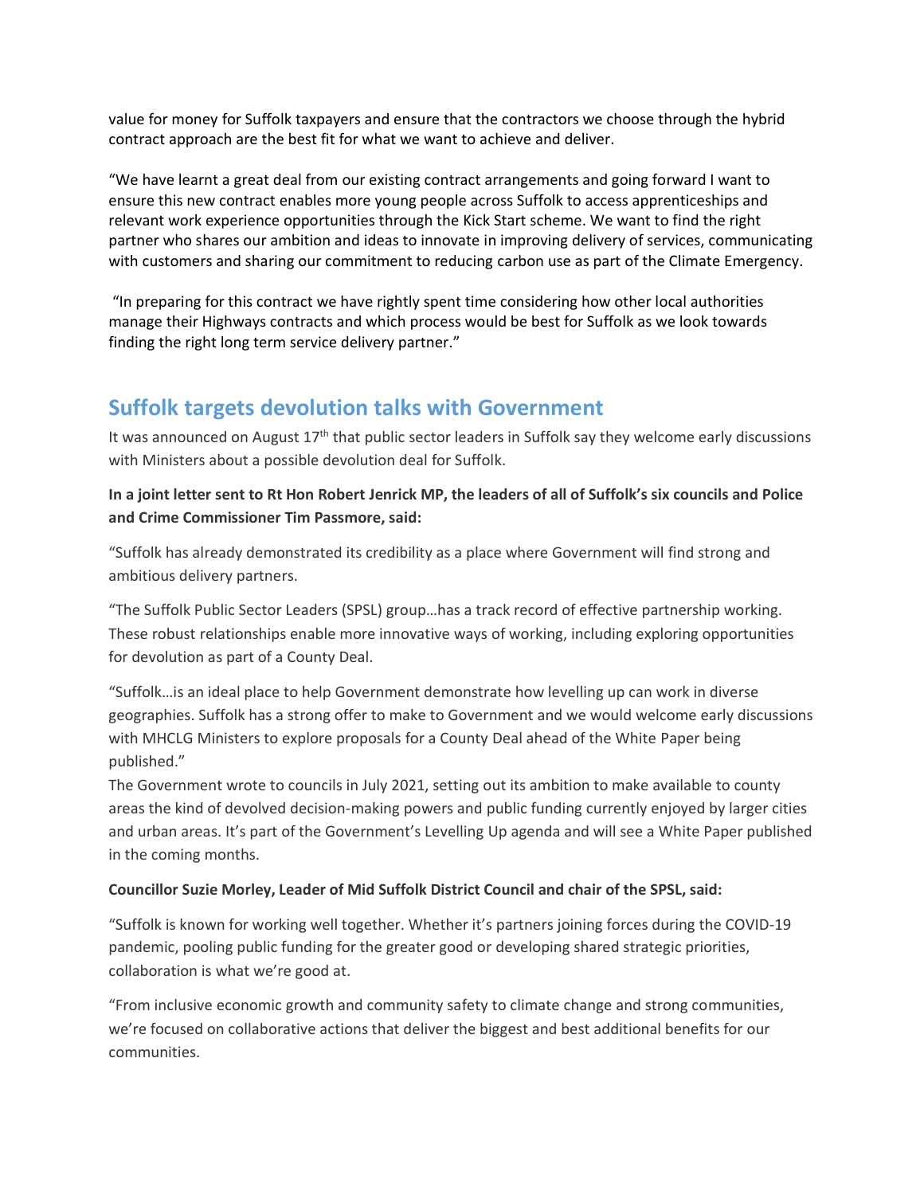value for money for Suffolk taxpayers and ensure that the contractors we choose through the hybrid contract approach are the best fit for what we want to achieve and deliver.

"We have learnt a great deal from our existing contract arrangements and going forward I want to ensure this new contract enables more young people across Suffolk to access apprenticeships and relevant work experience opportunities through the Kick Start scheme. We want to find the right partner who shares our ambition and ideas to innovate in improving delivery of services, communicating with customers and sharing our commitment to reducing carbon use as part of the Climate Emergency.

"In preparing for this contract we have rightly spent time considering how other local authorities manage their Highways contracts and which process would be best for Suffolk as we look towards finding the right long term service delivery partner."

## Suffolk targets devolution talks with Government

It was announced on August 17th that public sector leaders in Suffolk say they welcome early discussions with Ministers about a possible devolution deal for Suffolk.

**In a joint letter sent to Rt Hon Robert Jenrick MP, the leaders of all of Suffolk's six councils and Police and Crime Commissioner Tim Passmore, said:**

"Suffolk has already demonstrated its credibility as a place where Government will find strong and ambitious delivery partners.

"The Suffolk Public Sector Leaders (SPSL) group…has a track record of effective partnership working. These robust relationships enable more innovative ways of working, including exploring opportunities for devolution as part of a County Deal.

"Suffolk…is an ideal place to help Government demonstrate how levelling up can work in diverse geographies. Suffolk has a strong offer to make to Government and we would welcome early discussions with MHCLG Ministers to explore proposals for a County Deal ahead of the White Paper being published."

The Government wrote to councils in July 2021, setting out its ambition to make available to county areas the kind of devolved decision-making powers and public funding currently enjoyed by larger cities and urban areas. It's part of the Government's Levelling Up agenda and will see a White Paper published in the coming months.

**Councillor Suzie Morley, Leader of Mid Suffolk District Council and chair of the SPSL, said:**

"Suffolk is known for working well together. Whether it's partners joining forces during the COVID-19 pandemic, pooling public funding for the greater good or developing shared strategic priorities, collaboration is what we're good at.

"From inclusive economic growth and community safety to climate change and strong communities, we're focused on collaborative actions that deliver the biggest and best additional benefits for our communities.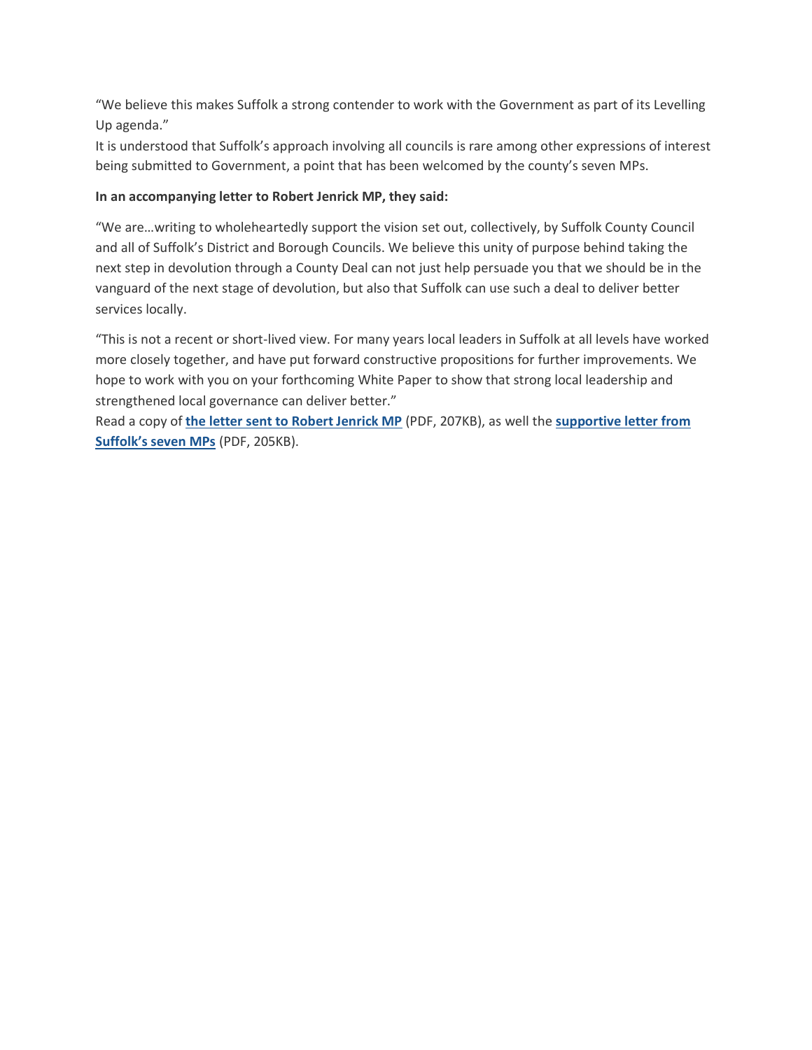"We believe this makes Suffolk a strong contender to work with the Government as part of its Levelling Up agenda."

It is understood that Suffolk's approach involving all councils is rare among other expressions of interest being submitted to Government, a point that has been welcomed by the county's seven MPs.

**In an accompanying letter to Robert Jenrick MP, they said:**

"We are…writing to wholeheartedly support the vision set out, collectively, by Suffolk County Council and all of Suffolk's District and Borough Councils. We believe this unity of purpose behind taking the next step in devolution through a County Deal can not just help persuade you that we should be in the vanguard of the next stage of devolution, but also that Suffolk can use such a deal to deliver better services locally.

"This is not a recent or short-lived view. For many years local leaders in Suffolk at all levels have worked more closely together, and have put forward constructive propositions for further improvements. We hope to work with you on your forthcoming White Paper to show that strong local leadership and strengthened local governance can deliver better."

Read a copy of **the letter sent to Robert Jenrick MP** (PDF, 207KB), as well the **supportive letter from Suffolk's seven MPs** (PDF, 205KB).